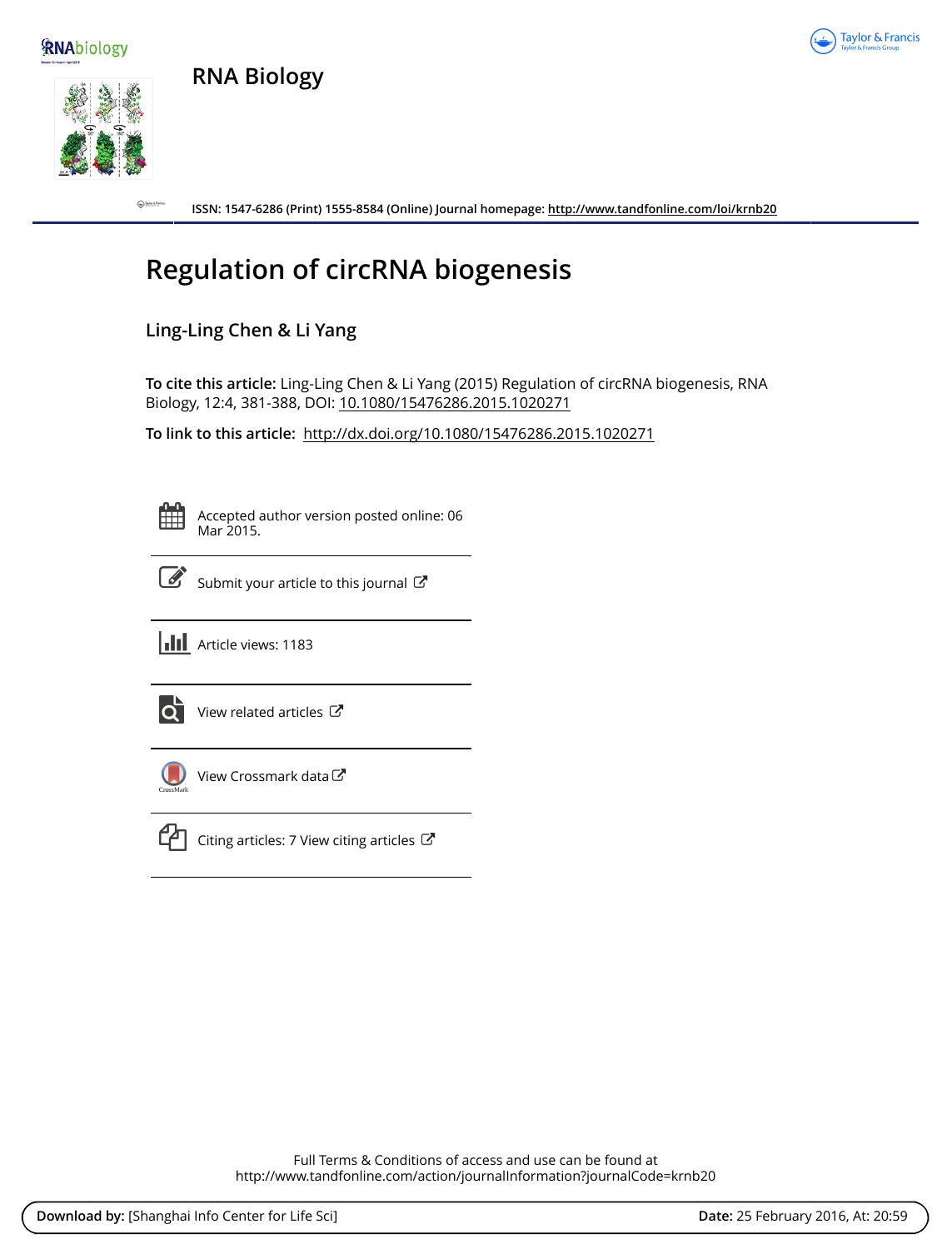# RNA Biology

ISSN: 1547-6286 (Print) 1555-8584 (Online) Journal homepage: http://www.tandfonline.com/loi/krnb20

# Regulation of circRNA biogenesis

## Ling-Ling Chen & Li Yang

**To cite this article:** Ling-Ling Chen & Li Yang (2015) Regulation of circRNA biogenesis, RNA Biology, 12:4, 381-388, DOI: 10.1080/15476286.2015.1020271

**To link to this article:** http://dx.doi.org/10.1080/15476286.2015.1020271

Accepted author version posted online: 06 Mar 2015.

Submit your article to this journal

Article views: 1183

View related articles

View Crossmark data

Citing articles: 7 View citing articles

Full Terms & Conditions of access and use can be found at
http://www.tandfonline.com/action/journalInformation?journalCode=krnb20

**Download by:** [Shanghai Info Center for Life Sci] **Date:** 25 February 2016, At: 20:59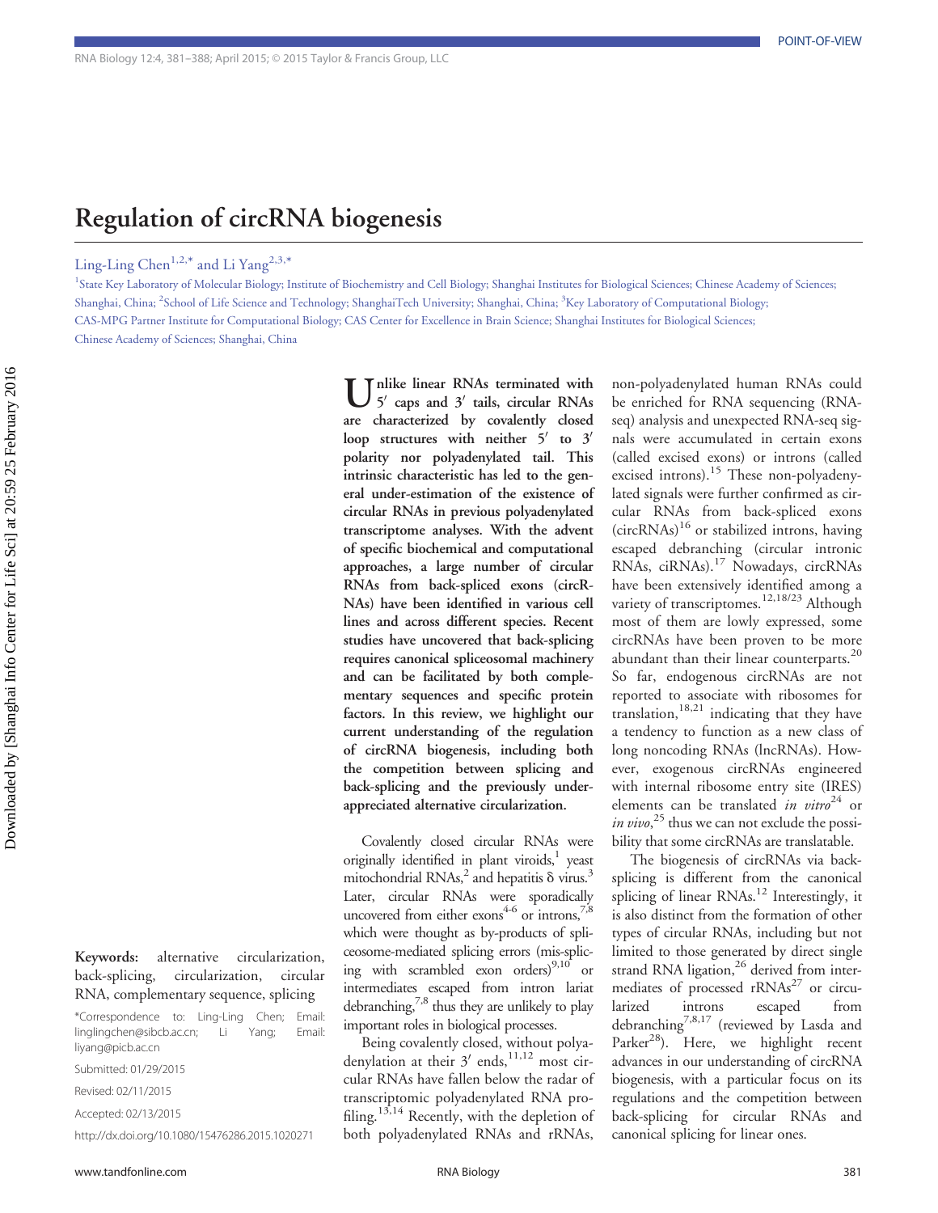# Regulation of circRNA biogenesis

Ling-Ling Chen[1,2,*] and Li Yang[2,3,*]

[1]State Key Laboratory of Molecular Biology; Institute of Biochemistry and Cell Biology; Shanghai Institutes for Biological Sciences; Chinese Academy of Sciences; Shanghai, China; [2]School of Life Science and Technology; ShanghaiTech University; Shanghai, China; [3]Key Laboratory of Computational Biology; CAS-MPG Partner Institute for Computational Biology; CAS Center for Excellence in Brain Science; Shanghai Institutes for Biological Sciences; Chinese Academy of Sciences; Shanghai, China

**Keywords:** alternative circularization, back-splicing, circularization, circular RNA, complementary sequence, splicing

*Correspondence to: Ling-Ling Chen; Email: linglingchen@sibcb.ac.cn; Li Yang; Email: liyang@picb.ac.cn

Submitted: 01/29/2015

Revised: 02/11/2015

Accepted: 02/13/2015

http://dx.doi.org/10.1080/15476286.2015.1020271

**Unlike linear RNAs terminated with 5′ caps and 3′ tails, circular RNAs are characterized by covalently closed loop structures with neither 5′ to 3′ polarity nor polyadenylated tail. This intrinsic characteristic has led to the general under-estimation of the existence of circular RNAs in previous polyadenylated transcriptome analyses. With the advent of specific biochemical and computational approaches, a large number of circular RNAs from back-spliced exons (circRNAs) have been identified in various cell lines and across different species. Recent studies have uncovered that back-splicing requires canonical spliceosomal machinery and can be facilitated by both complementary sequences and specific protein factors. In this review, we highlight our current understanding of the regulation of circRNA biogenesis, including both the competition between splicing and back-splicing and the previously under-appreciated alternative circularization.**

Covalently closed circular RNAs were originally identified in plant viroids,[1] yeast mitochondrial RNAs,[2] and hepatitis δ virus.[3] Later, circular RNAs were sporadically uncovered from either exons[4-6] or introns,[7,8] which were thought as by-products of spliceosome-mediated splicing errors (mis-splicing with scrambled exon orders)[9,10] or intermediates escaped from intron lariat debranching,[7,8] thus they are unlikely to play important roles in biological processes.

Being covalently closed, without polyadenylation at their 3′ ends,[11,12] most circular RNAs have fallen below the radar of transcriptomic polyadenylated RNA profiling.[13,14] Recently, with the depletion of both polyadenylated RNAs and rRNAs, non-polyadenylated human RNAs could be enriched for RNA sequencing (RNA-seq) analysis and unexpected RNA-seq signals were accumulated in certain exons (called excised exons) or introns (called excised introns).[15] These non-polyadenylated signals were further confirmed as circular RNAs from back-spliced exons (circRNAs)[16] or stabilized introns, having escaped debranching (circular intronic RNAs, ciRNAs).[17] Nowadays, circRNAs have been extensively identified among a variety of transcriptomes.[12,18/23] Although most of them are lowly expressed, some circRNAs have been proven to be more abundant than their linear counterparts.[20] So far, endogenous circRNAs are not reported to associate with ribosomes for translation,[18,21] indicating that they have a tendency to function as a new class of long noncoding RNAs (lncRNAs). However, exogenous circRNAs engineered with internal ribosome entry site (IRES) elements can be translated *in vitro*[24] or *in vivo*,[25] thus we can not exclude the possibility that some circRNAs are translatable.

The biogenesis of circRNAs via back-splicing is different from the canonical splicing of linear RNAs.[12] Interestingly, it is also distinct from the formation of other types of circular RNAs, including but not limited to those generated by direct single strand RNA ligation,[26] derived from intermediates of processed rRNAs[27] or circularized introns escaped from debranching[7,8,17] (reviewed by Lasda and Parker[28]). Here, we highlight recent advances in our understanding of circRNA biogenesis, with a particular focus on its regulations and the competition between back-splicing for circular RNAs and canonical splicing for linear ones.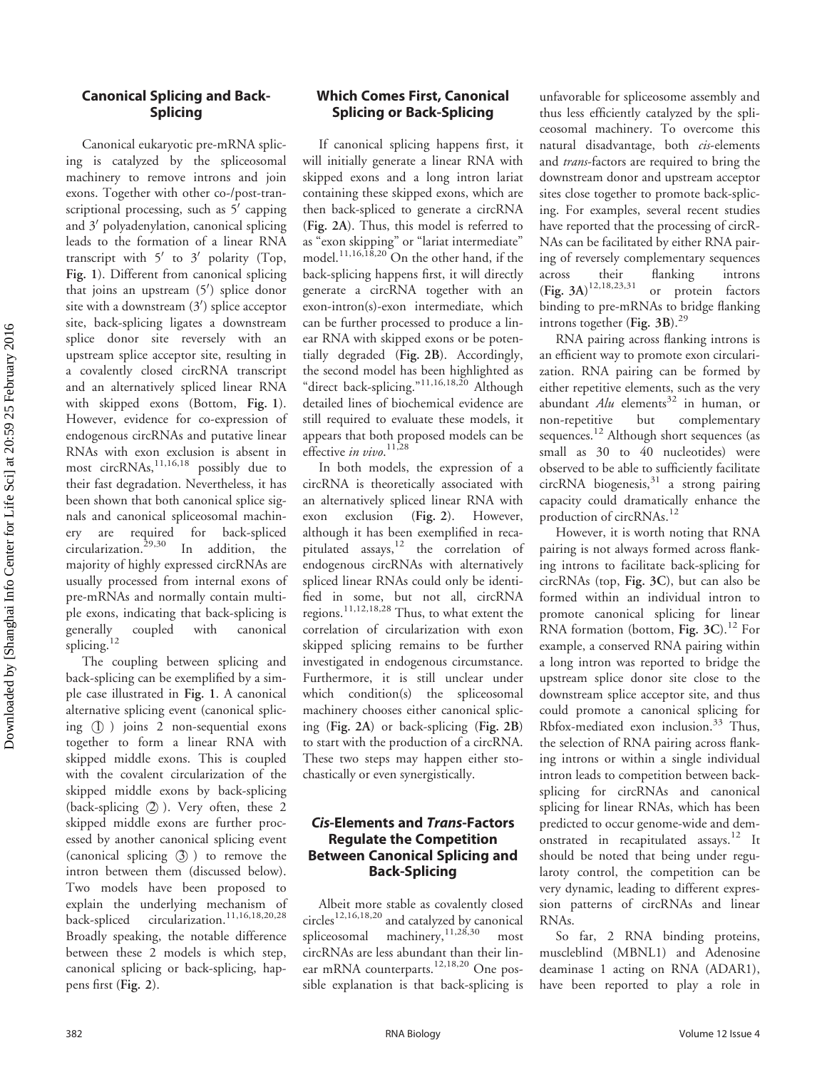## Canonical Splicing and Back-Splicing

Canonical eukaryotic pre-mRNA splicing is catalyzed by the spliceosomal machinery to remove introns and join exons. Together with other co-/post-transcriptional processing, such as 5′ capping and 3′ polyadenylation, canonical splicing leads to the formation of a linear RNA transcript with 5′ to 3′ polarity (Top, **Fig. 1**). Different from canonical splicing that joins an upstream (5′) splice donor site with a downstream (3′) splice acceptor site, back-splicing ligates a downstream splice donor site reversely with an upstream splice acceptor site, resulting in a covalently closed circRNA transcript and an alternatively spliced linear RNA with skipped exons (Bottom, **Fig. 1**). However, evidence for co-expression of endogenous circRNAs and putative linear RNAs with exon exclusion is absent in most circRNAs,[11,16,18] possibly due to their fast degradation. Nevertheless, it has been shown that both canonical splice signals and canonical spliceosomal machinery are required for back-spliced circularization.[29,30] In addition, the majority of highly expressed circRNAs are usually processed from internal exons of pre-mRNAs and normally contain multiple exons, indicating that back-splicing is generally coupled with canonical splicing.[12]

The coupling between splicing and back-splicing can be exemplified by a simple case illustrated in **Fig. 1**. A canonical alternative splicing event (canonical splicing ① ) joins 2 non-sequential exons together to form a linear RNA with skipped middle exons. This is coupled with the covalent circularization of the skipped middle exons by back-splicing (back-splicing ② ). Very often, these 2 skipped middle exons are further processed by another canonical splicing event (canonical splicing ③ ) to remove the intron between them (discussed below). Two models have been proposed to explain the underlying mechanism of back-spliced circularization.[11,16,18,20,28] Broadly speaking, the notable difference between these 2 models is which step, canonical splicing or back-splicing, happens first (**Fig. 2**).

## Which Comes First, Canonical Splicing or Back-Splicing

If canonical splicing happens first, it will initially generate a linear RNA with skipped exons and a long intron lariat containing these skipped exons, which are then back-spliced to generate a circRNA (**Fig. 2A**). Thus, this model is referred to as "exon skipping" or "lariat intermediate" model.[11,16,18,20] On the other hand, if the back-splicing happens first, it will directly generate a circRNA together with an exon-intron(s)-exon intermediate, which can be further processed to produce a linear RNA with skipped exons or be potentially degraded (**Fig. 2B**). Accordingly, the second model has been highlighted as "direct back-splicing."[11,16,18,20] Although detailed lines of biochemical evidence are still required to evaluate these models, it appears that both proposed models can be effective *in vivo*.[11,28]

In both models, the expression of a circRNA is theoretically associated with an alternatively spliced linear RNA with exon exclusion (**Fig. 2**). However, although it has been exemplified in recapitulated assays,[12] the correlation of endogenous circRNAs with alternatively spliced linear RNAs could only be identified in some, but not all, circRNA regions.[11,12,18,28] Thus, to what extent the correlation of circularization with exon skipped splicing remains to be further investigated in endogenous circumstance. Furthermore, it is still unclear under which condition(s) the spliceosomal machinery chooses either canonical splicing (**Fig. 2A**) or back-splicing (**Fig. 2B**) to start with the production of a circRNA. These two steps may happen either stochastically or even synergistically.

## *Cis*-Elements and *Trans*-Factors Regulate the Competition Between Canonical Splicing and Back-Splicing

Albeit more stable as covalently closed circles[12,16,18,20] and catalyzed by canonical spliceosomal machinery,[11,28,30] most circRNAs are less abundant than their linear mRNA counterparts.[12,18,20] One possible explanation is that back-splicing is unfavorable for spliceosome assembly and thus less efficiently catalyzed by the spliceosomal machinery. To overcome this natural disadvantage, both *cis*-elements and *trans*-factors are required to bring the downstream donor and upstream acceptor sites close together to promote back-splicing. For examples, several recent studies have reported that the processing of circRNAs can be facilitated by either RNA pairing of reversely complementary sequences across their flanking introns (**Fig. 3A**)[12,18,23,31] or protein factors binding to pre-mRNAs to bridge flanking introns together (**Fig. 3B**).[29]

RNA pairing across flanking introns is an efficient way to promote exon circularization. RNA pairing can be formed by either repetitive elements, such as the very abundant *Alu* elements[32] in human, or non-repetitive but complementary sequences.[12] Although short sequences (as small as 30 to 40 nucleotides) were observed to be able to sufficiently facilitate circRNA biogenesis,[31] a strong pairing capacity could dramatically enhance the production of circRNAs.[12]

However, it is worth noting that RNA pairing is not always formed across flanking introns to facilitate back-splicing for circRNAs (top, **Fig. 3C**), but can also be formed within an individual intron to promote canonical splicing for linear RNA formation (bottom, **Fig. 3C**).[12] For example, a conserved RNA pairing within a long intron was reported to bridge the upstream splice donor site close to the downstream splice acceptor site, and thus could promote a canonical splicing for Rbfox-mediated exon inclusion.[33] Thus, the selection of RNA pairing across flanking introns or within a single individual intron leads to competition between back-splicing for circRNAs and canonical splicing for linear RNAs, which has been predicted to occur genome-wide and demonstrated in recapitulated assays.[12] It should be noted that being under regularoty control, the competition can be very dynamic, leading to different expression patterns of circRNAs and linear RNAs.

So far, 2 RNA binding proteins, muscleblind (MBNL1) and Adenosine deaminase 1 acting on RNA (ADAR1), have been reported to play a role in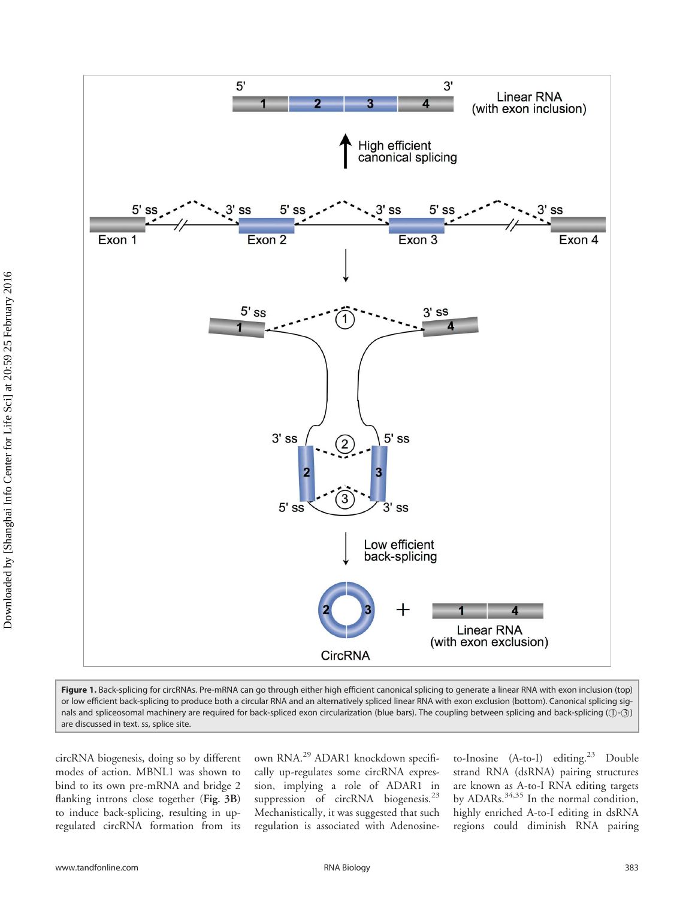**Figure 1.** Back-splicing for circRNAs. Pre-mRNA can go through either high efficient canonical splicing to generate a linear RNA with exon inclusion (top) or low efficient back-splicing to produce both a circular RNA and an alternatively spliced linear RNA with exon exclusion (bottom). Canonical splicing signals and spliceosomal machinery are required for back-spliced exon circularization (blue bars). The coupling between splicing and back-splicing (①-③) are discussed in text. ss, splice site.

circRNA biogenesis, doing so by different modes of action. MBNL1 was shown to bind to its own pre-mRNA and bridge 2 flanking introns close together (**Fig. 3B**) to induce back-splicing, resulting in up-regulated circRNA formation from its own RNA.[29] ADAR1 knockdown specifically up-regulates some circRNA expression, implying a role of ADAR1 in suppression of circRNA biogenesis.[23] Mechanistically, it was suggested that such regulation is associated with Adenosine-to-Inosine (A-to-I) editing.[23] Double strand RNA (dsRNA) pairing structures are known as A-to-I RNA editing targets by ADARs.[34,35] In the normal condition, highly enriched A-to-I editing in dsRNA regions could diminish RNA pairing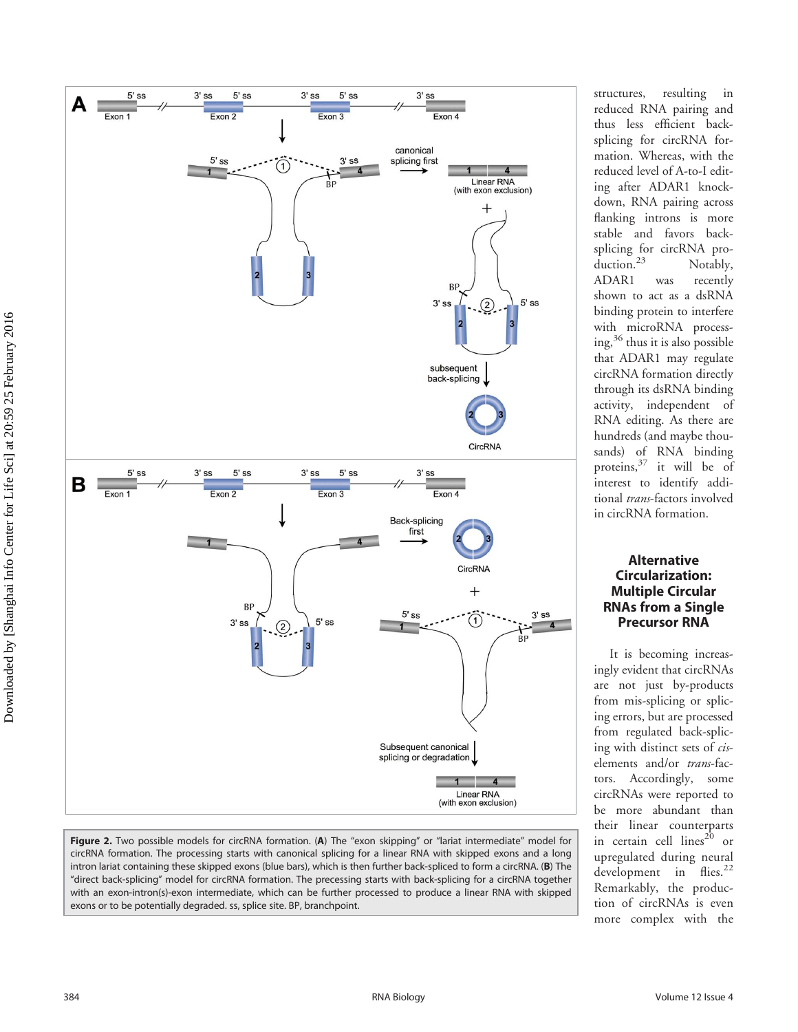**Figure 2.** Two possible models for circRNA formation. (**A**) The "exon skipping" or "lariat intermediate" model for circRNA formation. The processing starts with canonical splicing for a linear RNA with skipped exons and a long intron lariat containing these skipped exons (blue bars), which is then further back-spliced to form a circRNA. (**B**) The "direct back-splicing" model for circRNA formation. The precessing starts with back-splicing for a circRNA together with an exon-intron(s)-exon intermediate, which can be further processed to produce a linear RNA with skipped exons or to be potentially degraded. ss, splice site. BP, branchpoint.

structures, resulting in reduced RNA pairing and thus less efficient back-splicing for circRNA formation. Whereas, with the reduced level of A-to-I editing after ADAR1 knockdown, RNA pairing across flanking introns is more stable and favors back-splicing for circRNA production.[23] Notably, ADAR1 was recently shown to act as a dsRNA binding protein to interfere with microRNA processing,[36] thus it is also possible that ADAR1 may regulate circRNA formation directly through its dsRNA binding activity, independent of RNA editing. As there are hundreds (and maybe thousands) of RNA binding proteins,[37] it will be of interest to identify additional *trans*-factors involved in circRNA formation.

## Alternative Circularization: Multiple Circular RNAs from a Single Precursor RNA

It is becoming increasingly evident that circRNAs are not just by-products from mis-splicing or splicing errors, but are processed from regulated back-splicing with distinct sets of *cis*-elements and/or *trans*-factors. Accordingly, some circRNAs were reported to be more abundant than their linear counterparts in certain cell lines[20] or upregulated during neural development in flies.[22] Remarkably, the production of circRNAs is even more complex with the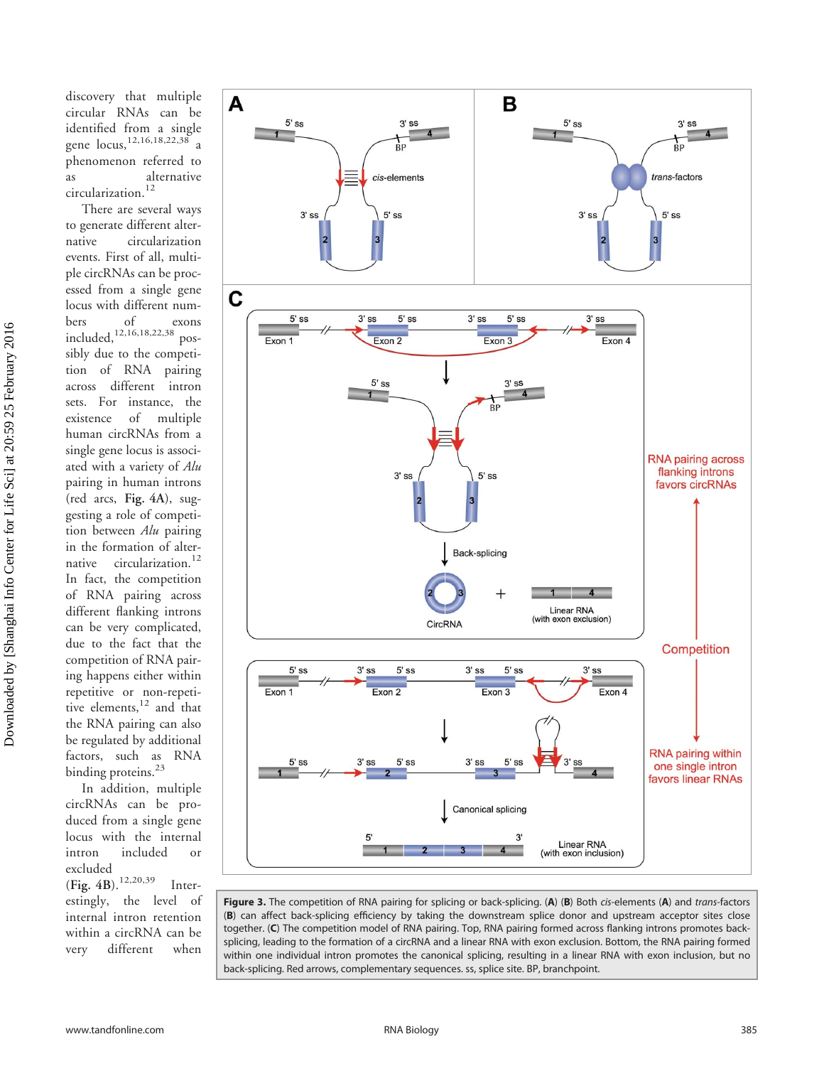discovery that multiple circular RNAs can be identified from a single gene locus,[12,16,18,22,38] a phenomenon referred to as alternative circularization.[12]

There are several ways to generate different alternative circularization events. First of all, multiple circRNAs can be processed from a single gene locus with different numbers of exons included,[12,16,18,22,38] possibly due to the competition of RNA pairing across different intron sets. For instance, the existence of multiple human circRNAs from a single gene locus is associated with a variety of *Alu* pairing in human introns (red arcs, **Fig. 4A**), suggesting a role of competition between *Alu* pairing in the formation of alternative circularization.[12] In fact, the competition of RNA pairing across different flanking introns can be very complicated, due to the fact that the competition of RNA pairing happens either within repetitive or non-repetitive elements,[12] and that the RNA pairing can also be regulated by additional factors, such as RNA binding proteins.[23]

In addition, multiple circRNAs can be produced from a single gene locus with the internal intron included or excluded (**Fig. 4B**).[12,20,39] Interestingly, the level of internal intron retention within a circRNA can be very different when

**Figure 3.** The competition of RNA pairing for splicing or back-splicing. (**A**) (**B**) Both *cis*-elements (**A**) and *trans*-factors (**B**) can affect back-splicing efficiency by taking the downstream splice donor and upstream acceptor sites close together. (**C**) The competition model of RNA pairing. Top, RNA pairing formed across flanking introns promotes back-splicing, leading to the formation of a circRNA and a linear RNA with exon exclusion. Bottom, the RNA pairing formed within one individual intron promotes the canonical splicing, resulting in a linear RNA with exon inclusion, but no back-splicing. Red arrows, complementary sequences. ss, splice site. BP, branchpoint.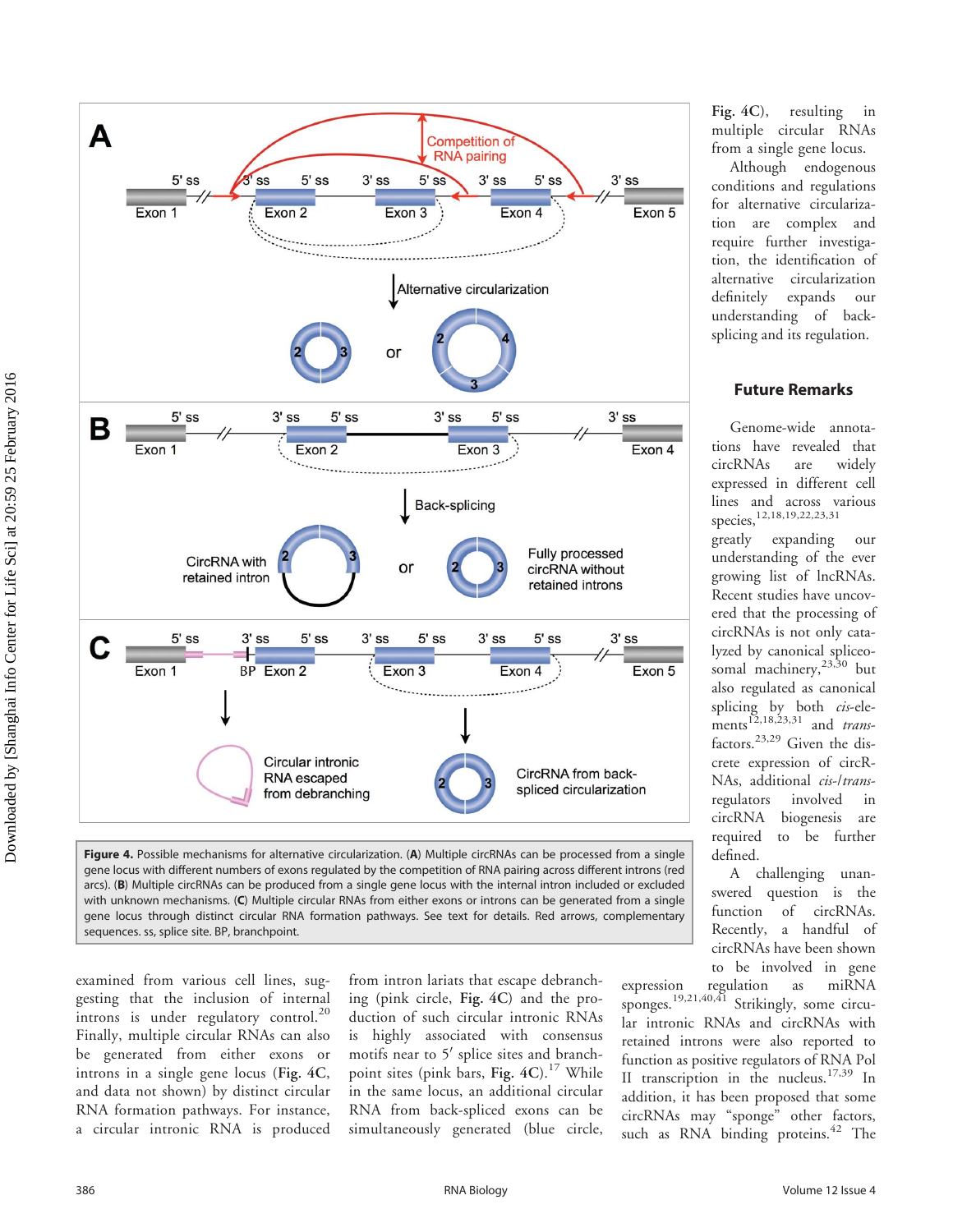**Figure 4.** Possible mechanisms for alternative circularization. (**A**) Multiple circRNAs can be processed from a single gene locus with different numbers of exons regulated by the competition of RNA pairing across different introns (red arcs). (**B**) Multiple circRNAs can be produced from a single gene locus with the internal intron included or excluded with unknown mechanisms. (**C**) Multiple circular RNAs from either exons or introns can be generated from a single gene locus through distinct circular RNA formation pathways. See text for details. Red arrows, complementary sequences. ss, splice site. BP, branchpoint.

examined from various cell lines, suggesting that the inclusion of internal introns is under regulatory control.[20] Finally, multiple circular RNAs can also be generated from either exons or introns in a single gene locus (**Fig. 4C**, and data not shown) by distinct circular RNA formation pathways. For instance, a circular intronic RNA is produced from intron lariats that escape debranching (pink circle, **Fig. 4C**) and the production of such circular intronic RNAs is highly associated with consensus motifs near to 5′ splice sites and branchpoint sites (pink bars, **Fig. 4C**).[17] While in the same locus, an additional circular RNA from back-spliced exons can be simultaneously generated (blue circle, **Fig. 4C**), resulting in multiple circular RNAs from a single gene locus.

Although endogenous conditions and regulations for alternative circularization are complex and require further investigation, the identification of alternative circularization definitely expands our understanding of back-splicing and its regulation.

## Future Remarks

Genome-wide annotations have revealed that circRNAs are widely expressed in different cell lines and across various species,[12,18,19,22,23,31] greatly expanding our understanding of the ever growing list of lncRNAs. Recent studies have uncovered that the processing of circRNAs is not only catalyzed by canonical spliceosomal machinery,[23,30] but also regulated as canonical splicing by both *cis*-elements[12,18,23,31] and *trans*-factors.[23,29] Given the discrete expression of circRNAs, additional *cis-/trans*-regulators involved in circRNA biogenesis are required to be further defined.

A challenging unanswered question is the function of circRNAs. Recently, a handful of circRNAs have been shown to be involved in gene expression regulation as miRNA sponges.[19,21,40,41] Strikingly, some circular intronic RNAs and circRNAs with retained introns were also reported to function as positive regulators of RNA Pol II transcription in the nucleus.[17,39] In addition, it has been proposed that some circRNAs may "sponge" other factors, such as RNA binding proteins.[42] The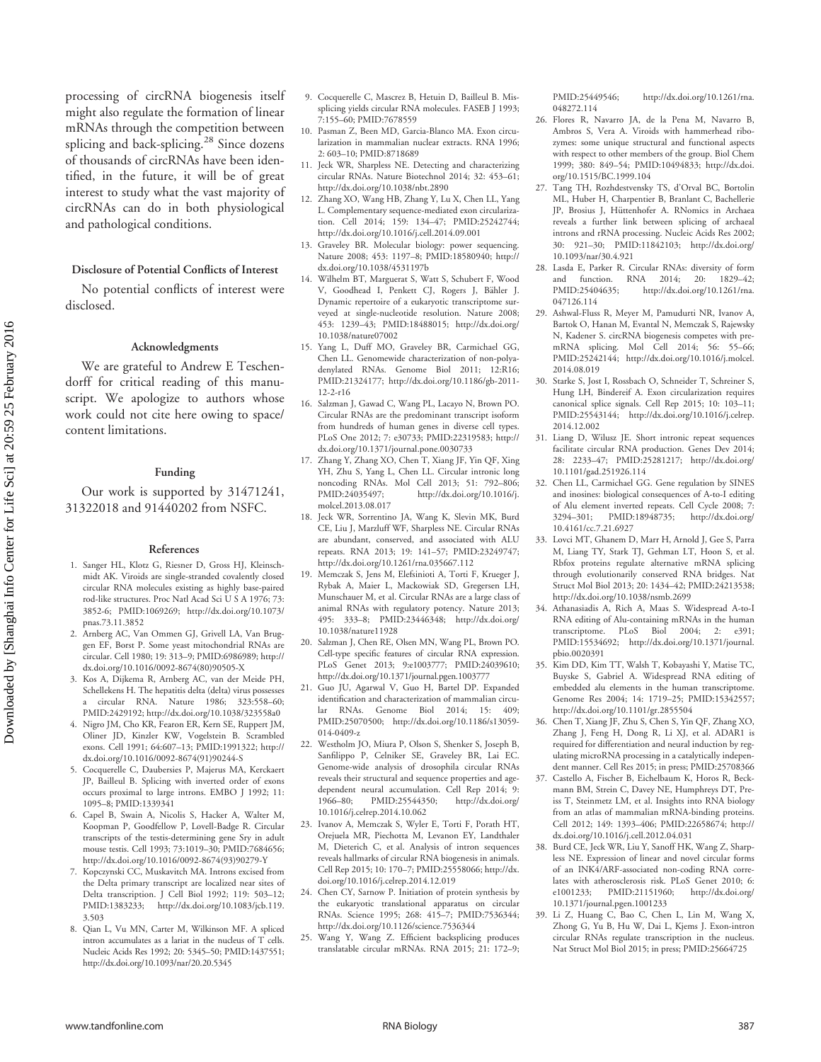processing of circRNA biogenesis itself might also regulate the formation of linear mRNAs through the competition between splicing and back-splicing.[28] Since dozens of thousands of circRNAs have been identified, in the future, it will be of great interest to study what the vast majority of circRNAs can do in both physiological and pathological conditions.

#### Disclosure of Potential Conflicts of Interest

No potential conflicts of interest were disclosed.

#### Acknowledgments

We are grateful to Andrew E Teschendorff for critical reading of this manuscript. We apologize to authors whose work could not cite here owing to space/content limitations.

#### Funding

Our work is supported by 31471241, 31322018 and 91440202 from NSFC.

#### References

1. Sanger HL, Klotz G, Riesner D, Gross HJ, Kleinschmidt AK. Viroids are single-stranded covalently closed circular RNA molecules existing as highly base-paired rod-like structures. Proc Natl Acad Sci U S A 1976; 73: 3852-6; PMID:1069269; http://dx.doi.org/10.1073/pnas.73.11.3852
2. Arnberg AC, Van Ommen GJ, Grivell LA, Van Bruggen EF, Borst P. Some yeast mitochondrial RNAs are circular. Cell 1980; 19: 313–9; PMID:6986989; http://dx.doi.org/10.1016/0092-8674(80)90505-X
3. Kos A, Dijkema R, Arnberg AC, van der Meide PH, Schellekens H. The hepatitis delta (delta) virus possesses a circular RNA. Nature 1986; 323:558–60; PMID:2429192; http://dx.doi.org/10.1038/323558a0
4. Nigro JM, Cho KR, Fearon ER, Kern SE, Ruppert JM, Oliner JD, Kinzler KW, Vogelstein B. Scrambled exons. Cell 1991; 64:607–13; PMID:1991322; http://dx.doi.org/10.1016/0092-8674(91)90244-S
5. Cocquerelle C, Daubersies P, Majerus MA, Kerckaert JP, Bailleul B. Splicing with inverted order of exons occurs proximal to large introns. EMBO J 1992; 11: 1095–8; PMID:1339341
6. Capel B, Swain A, Nicolis S, Hacker A, Walter M, Koopman P, Goodfellow P, Lovell-Badge R. Circular transcripts of the testis-determining gene Sry in adult mouse testis. Cell 1993; 73:1019–30; PMID:7684656; http://dx.doi.org/10.1016/0092-8674(93)90279-Y
7. Kopczynski CC, Muskavitch MA. Introns excised from the Delta primary transcript are localized near sites of Delta transcription. J Cell Biol 1992; 119: 503–12; PMID:1383233; http://dx.doi.org/10.1083/jcb.119.3.503
8. Qian L, Vu MN, Carter M, Wilkinson MF. A spliced intron accumulates as a lariat in the nucleus of T cells. Nucleic Acids Res 1992; 20: 5345–50; PMID:1437551; http://dx.doi.org/10.1093/nar/20.20.5345
9. Cocquerelle C, Mascrez B, Hetuin D, Bailleul B. Mis-splicing yields circular RNA molecules. FASEB J 1993; 7:155–60; PMID:7678559
10. Pasman Z, Been MD, Garcia-Blanco MA. Exon circularization in mammalian nuclear extracts. RNA 1996; 2: 603–10; PMID:8718689
11. Jeck WR, Sharpless NE. Detecting and characterizing circular RNAs. Nature Biotechnol 2014; 32: 453–61; http://dx.doi.org/10.1038/nbt.2890
12. Zhang XO, Wang HB, Zhang Y, Lu X, Chen LL, Yang L. Complementary sequence-mediated exon circularization. Cell 2014; 159: 134–47; PMID:25242744; http://dx.doi.org/10.1016/j.cell.2014.09.001
13. Graveley BR. Molecular biology: power sequencing. Nature 2008; 453: 1197–8; PMID:18580940; http://dx.doi.org/10.1038/4531197b
14. Wilhelm BT, Marguerat S, Watt S, Schubert F, Wood V, Goodhead I, Penkett CJ, Rogers J, Bähler J. Dynamic repertoire of a eukaryotic transcriptome surveyed at single-nucleotide resolution. Nature 2008; 453: 1239–43; PMID:18488015; http://dx.doi.org/10.1038/nature07002
15. Yang L, Duff MO, Graveley BR, Carmichael GG, Chen LL. Genomewide characterization of non-polyadenylated RNAs. Genome Biol 2011; 12:R16; PMID:21324177; http://dx.doi.org/10.1186/gb-2011-12-2-r16
16. Salzman J, Gawad C, Wang PL, Lacayo N, Brown PO. Circular RNAs are the predominant transcript isoform from hundreds of human genes in diverse cell types. PLoS One 2012; 7: e30733; PMID:22319583; http://dx.doi.org/10.1371/journal.pone.0030733
17. Zhang Y, Zhang XO, Chen T, Xiang JF, Yin QF, Xing YH, Zhu S, Yang L, Chen LL. Circular intronic long noncoding RNAs. Mol Cell 2013; 51: 792–806; PMID:24035497; http://dx.doi.org/10.1016/j.molcel.2013.08.017
18. Jeck WR, Sorrentino JA, Wang K, Slevin MK, Burd CE, Liu J, Marzluff WF, Sharpless NE. Circular RNAs are abundant, conserved, and associated with ALU repeats. RNA 2013; 19: 141–57; PMID:23249747; http://dx.doi.org/10.1261/rna.035667.112
19. Memczak S, Jens M, Elefsinioti A, Torti F, Krueger J, Rybak A, Maier L, Mackowiak SD, Gregersen LH, Munschauer M, et al. Circular RNAs are a large class of animal RNAs with regulatory potency. Nature 2013; 495: 333–8; PMID:23446348; http://dx.doi.org/10.1038/nature11928
20. Salzman J, Chen RE, Olsen MN, Wang PL, Brown PO. Cell-type specific features of circular RNA expression. PLoS Genet 2013; 9:e1003777; PMID:24039610; http://dx.doi.org/10.1371/journal.pgen.1003777
21. Guo JU, Agarwal V, Guo H, Bartel DP. Expanded identification and characterization of mammalian circular RNAs. Genome Biol 2014; 15: 409; PMID:25070500; http://dx.doi.org/10.1186/s13059-014-0409-z
22. Westholm JO, Miura P, Olson S, Shenker S, Joseph B, Sanfilippo P, Celniker SE, Graveley BR, Lai EC. Genome-wide analysis of drosophila circular RNAs reveals their structural and sequence properties and age-dependent neural accumulation. Cell Rep 2014; 9: 1966–80; PMID:25544350; http://dx.doi.org/10.1016/j.celrep.2014.10.062
23. Ivanov A, Memczak S, Wyler E, Torti F, Porath HT, Orejuela MR, Piechotta M, Levanon EY, Landthaler M, Dieterich C, et al. Analysis of intron sequences reveals hallmarks of circular RNA biogenesis in animals. Cell Rep 2015; 10: 170–7; PMID:25558066; http://dx.doi.org/10.1016/j.celrep.2014.12.019
24. Chen CY, Sarnow P. Initiation of protein synthesis by the eukaryotic translational apparatus on circular RNAs. Science 1995; 268: 415–7; PMID:7536344; http://dx.doi.org/10.1126/science.7536344
25. Wang Y, Wang Z. Efficient backsplicing produces translatable circular mRNAs. RNA 2015; 21: 172–9; PMID:25449546; http://dx.doi.org/10.1261/rna.048272.114
26. Flores R, Navarro JA, de la Pena M, Navarro B, Ambros S, Vera A. Viroids with hammerhead ribozymes: some unique structural and functional aspects with respect to other members of the group. Biol Chem 1999; 380: 849–54; PMID:10494833; http://dx.doi.org/10.1515/BC.1999.104
27. Tang TH, Rozhdestvensky TS, d'Orval BC, Bortolin ML, Huber H, Charpentier B, Branlant C, Bachellerie JP, Brosius J, Hüttenhofer A. RNomics in Archaea reveals a further link between splicing of archaeal introns and rRNA processing. Nucleic Acids Res 2002; 30: 921–30; PMID:11842103; http://dx.doi.org/10.1093/nar/30.4.921
28. Lasda E, Parker R. Circular RNAs: diversity of form and function. RNA 2014; 20: 1829–42; PMID:25404635; http://dx.doi.org/10.1261/rna.047126.114
29. Ashwal-Fluss R, Meyer M, Pamudurti NR, Ivanov A, Bartok O, Hanan M, Evantal N, Memczak S, Rajewsky N, Kadener S. circRNA biogenesis competes with pre-mRNA splicing. Mol Cell 2014; 56: 55–66; PMID:25242144; http://dx.doi.org/10.1016/j.molcel.2014.08.019
30. Starke S, Jost I, Rossbach O, Schneider T, Schreiner S, Hung LH, Bindereif A. Exon circularization requires canonical splice signals. Cell Rep 2015; 10: 103–11; PMID:25543144; http://dx.doi.org/10.1016/j.celrep.2014.12.002
31. Liang D, Wilusz JE. Short intronic repeat sequences facilitate circular RNA production. Genes Dev 2014; 28: 2233–47; PMID:25281217; http://dx.doi.org/10.1101/gad.251926.114
32. Chen LL, Carmichael GG. Gene regulation by SINES and inosines: biological consequences of A-to-I editing of Alu element inverted repeats. Cell Cycle 2008; 7: 3294–301; PMID:18948735; http://dx.doi.org/10.4161/cc.7.21.6927
33. Lovci MT, Ghanem D, Marr H, Arnold J, Gee S, Parra M, Liang TY, Stark TJ, Gehman LT, Hoon S, et al. Rbfox proteins regulate alternative mRNA splicing through evolutionarily conserved RNA bridges. Nat Struct Mol Biol 2013; 20: 1434–42; PMID:24213538; http://dx.doi.org/10.1038/nsmb.2699
34. Athanasiadis A, Rich A, Maas S. Widespread A-to-I RNA editing of Alu-containing mRNAs in the human transcriptome. PLoS Biol 2004; 2: e391; PMID:15534692; http://dx.doi.org/10.1371/journal.pbio.0020391
35. Kim DD, Kim TT, Walsh T, Kobayashi Y, Matise TC, Buyske S, Gabriel A. Widespread RNA editing of embedded alu elements in the human transcriptome. Genome Res 2004; 14: 1719–25; PMID:15342557; http://dx.doi.org/10.1101/gr.2855504
36. Chen T, Xiang JF, Zhu S, Chen S, Yin QF, Zhang XO, Zhang J, Feng H, Dong R, Li XJ, et al. ADAR1 is required for differentiation and neural induction by regulating microRNA processing in a catalytically independent manner. Cell Res 2015; in press; PMID:25708366
37. Castello A, Fischer B, Eichelbaum K, Horos R, Beckmann BM, Strein C, Davey NE, Humphreys DT, Preiss T, Steinmetz LM, et al. Insights into RNA biology from an atlas of mammalian mRNA-binding proteins. Cell 2012; 149: 1393–406; PMID:22658674; http://dx.doi.org/10.1016/j.cell.2012.04.031
38. Burd CE, Jeck WR, Liu Y, Sanoff HK, Wang Z, Sharpless NE. Expression of linear and novel circular forms of an INK4/ARF-associated non-coding RNA correlates with atherosclerosis risk. PLoS Genet 2010; 6: e1001233; PMID:21151960; http://dx.doi.org/10.1371/journal.pgen.1001233
39. Li Z, Huang C, Bao C, Chen L, Lin M, Wang X, Zhong G, Yu B, Hu W, Dai L, Kjems J. Exon-intron circular RNAs regulate transcription in the nucleus. Nat Struct Mol Biol 2015; in press; PMID:25664725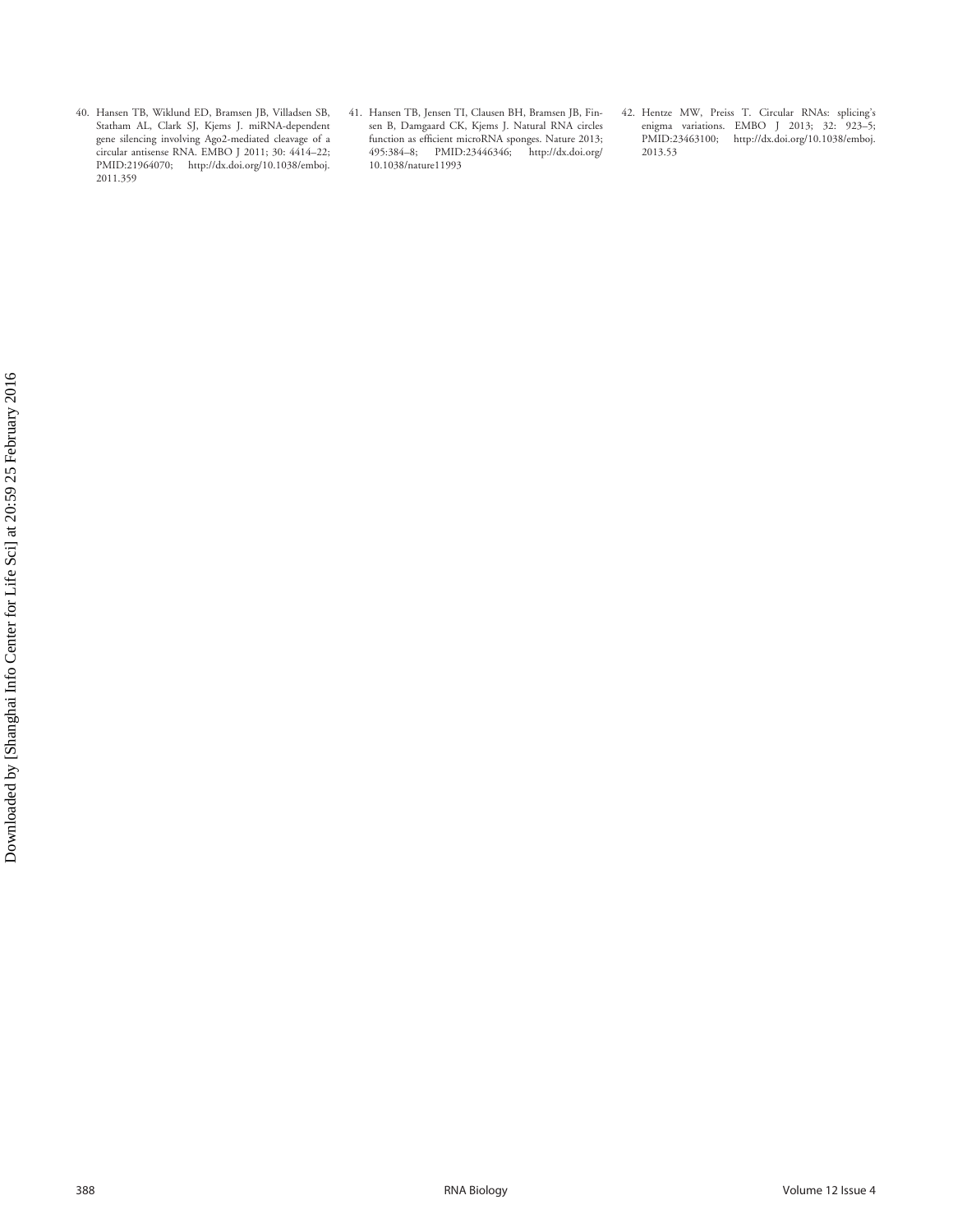40. Hansen TB, Wiklund ED, Bramsen JB, Villadsen SB, Statham AL, Clark SJ, Kjems J. miRNA-dependent gene silencing involving Ago2-mediated cleavage of a circular antisense RNA. EMBO J 2011; 30: 4414–22; PMID:21964070; http://dx.doi.org/10.1038/emboj.2011.359

41. Hansen TB, Jensen TI, Clausen BH, Bramsen JB, Finsen B, Damgaard CK, Kjems J. Natural RNA circles function as efficient microRNA sponges. Nature 2013; 495:384–8; PMID:23446346; http://dx.doi.org/10.1038/nature11993

42. Hentze MW, Preiss T. Circular RNAs: splicing's enigma variations. EMBO J 2013; 32: 923–5; PMID:23463100; http://dx.doi.org/10.1038/emboj.2013.53